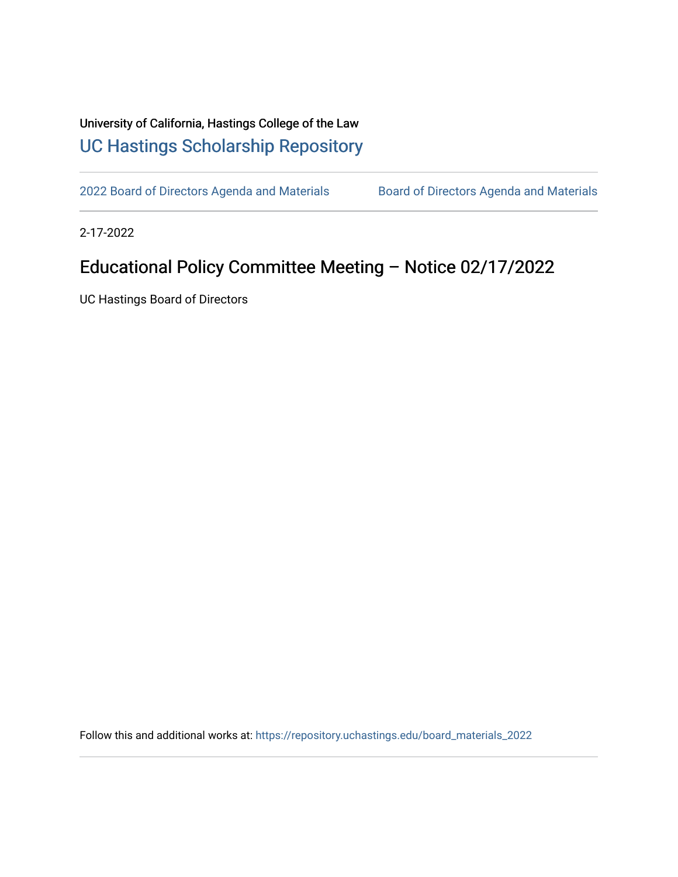University of California, Hastings College of the Law

## UC Hastings Scholarship Repository

2022 Board of Directors Agenda and Materials    Board of Directors Agenda and Materials

2-17-2022

# Educational Policy Committee Meeting – Notice 02/17/2022

UC Hastings Board of Directors

Follow this and additional works at: https://repository.uchastings.edu/board_materials_2022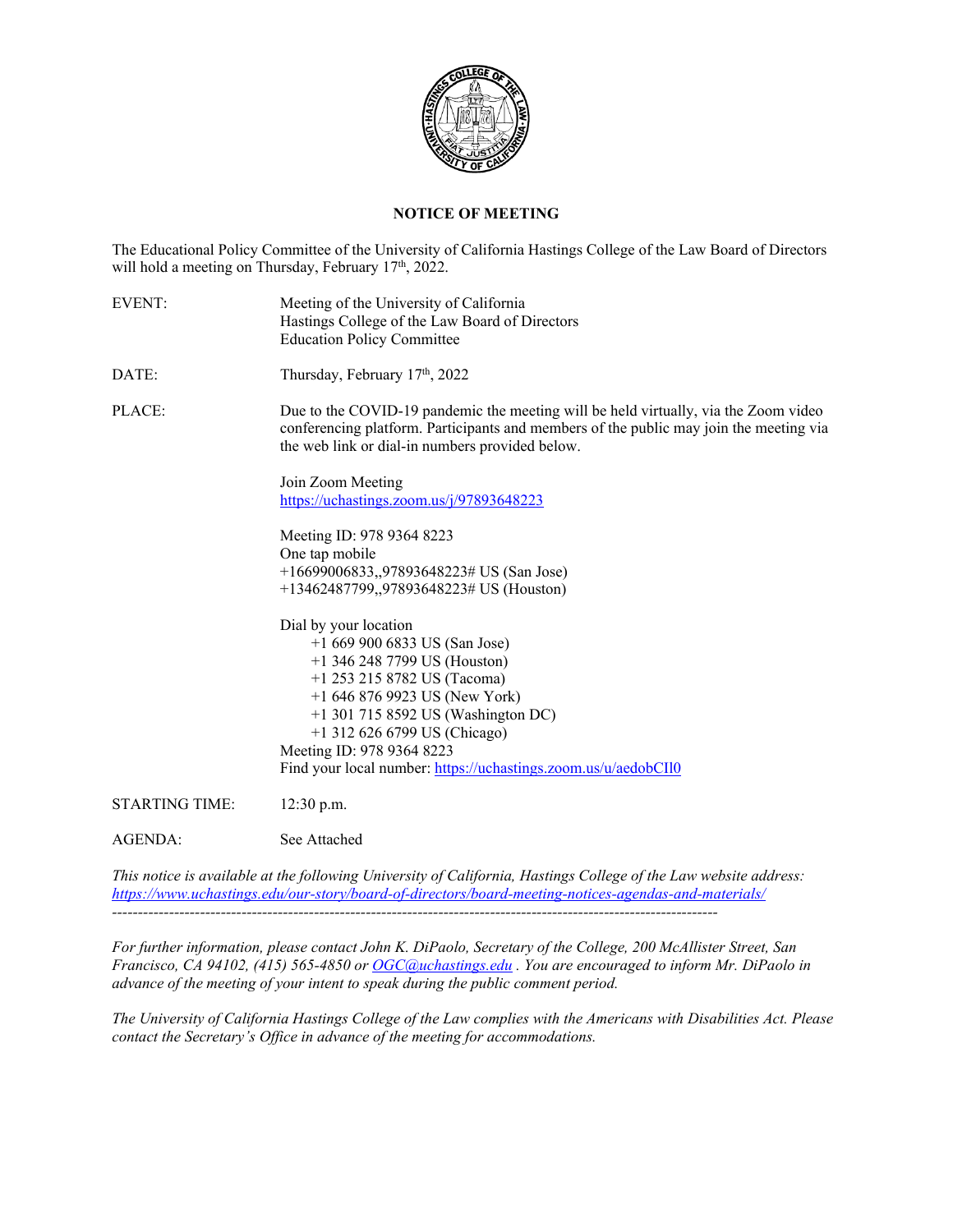## NOTICE OF MEETING

The Educational Policy Committee of the University of California Hastings College of the Law Board of Directors will hold a meeting on Thursday, February 17th, 2022.

| | |
|---|---|
| EVENT: | Meeting of the University of California Hastings College of the Law Board of Directors Education Policy Committee |
| DATE: | Thursday, February 17th, 2022 |
| PLACE: | Due to the COVID-19 pandemic the meeting will be held virtually, via the Zoom video conferencing platform. Participants and members of the public may join the meeting via the web link or dial-in numbers provided below. |

Join Zoom Meeting
https://uchastings.zoom.us/j/97893648223

Meeting ID: 978 9364 8223
One tap mobile
+16699006833,,97893648223# US (San Jose)
+13462487799,,97893648223# US (Houston)

Dial by your location
+1 669 900 6833 US (San Jose)
+1 346 248 7799 US (Houston)
+1 253 215 8782 US (Tacoma)
+1 646 876 9923 US (New York)
+1 301 715 8592 US (Washington DC)
+1 312 626 6799 US (Chicago)
Meeting ID: 978 9364 8223
Find your local number: https://uchastings.zoom.us/u/aedobCIl0

| | |
|---|---|
| STARTING TIME: | 12:30 p.m. |
| AGENDA: | See Attached |

*This notice is available at the following University of California, Hastings College of the Law website address: https://www.uchastings.edu/our-story/board-of-directors/board-meeting-notices-agendas-and-materials/*

---

*For further information, please contact John K. DiPaolo, Secretary of the College, 200 McAllister Street, San Francisco, CA 94102, (415) 565-4850 or OGC@uchastings.edu . You are encouraged to inform Mr. DiPaolo in advance of the meeting of your intent to speak during the public comment period.*

*The University of California Hastings College of the Law complies with the Americans with Disabilities Act. Please contact the Secretary's Office in advance of the meeting for accommodations.*